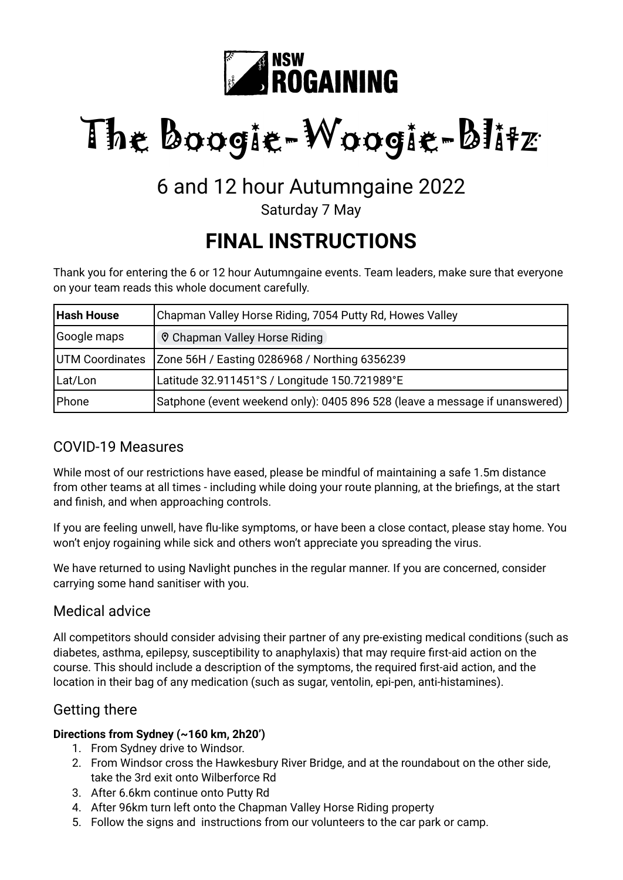NSW ROGAINING

# The Boogie-Woogie-Blitz

## 6 and 12 hour Autumngaine 2022

Saturday 7 May

# FINAL INSTRUCTIONS

Thank you for entering the 6 or 12 hour Autumngaine events. Team leaders, make sure that everyone on your team reads this whole document carefully.

| **Hash House** | Chapman Valley Horse Riding, 7054 Putty Rd, Howes Valley |
|---|---|
| Google maps | Chapman Valley Horse Riding |
| UTM Coordinates | Zone 56H / Easting 0286968 / Northing 6356239 |
| Lat/Lon | Latitude 32.911451°S / Longitude 150.721989°E |
| Phone | Satphone (event weekend only): 0405 896 528 (leave a message if unanswered) |

## COVID-19 Measures

While most of our restrictions have eased, please be mindful of maintaining a safe 1.5m distance from other teams at all times - including while doing your route planning, at the briefings, at the start and finish, and when approaching controls.

If you are feeling unwell, have flu-like symptoms, or have been a close contact, please stay home. You won't enjoy rogaining while sick and others won't appreciate you spreading the virus.

We have returned to using Navlight punches in the regular manner. If you are concerned, consider carrying some hand sanitiser with you.

## Medical advice

All competitors should consider advising their partner of any pre-existing medical conditions (such as diabetes, asthma, epilepsy, susceptibility to anaphylaxis) that may require first-aid action on the course. This should include a description of the symptoms, the required first-aid action, and the location in their bag of any medication (such as sugar, ventolin, epi-pen, anti-histamines).

## Getting there

**Directions from Sydney (~160 km, 2h20')**

1. From Sydney drive to Windsor.
2. From Windsor cross the Hawkesbury River Bridge, and at the roundabout on the other side, take the 3rd exit onto Wilberforce Rd
3. After 6.6km continue onto Putty Rd
4. After 96km turn left onto the Chapman Valley Horse Riding property
5. Follow the signs and instructions from our volunteers to the car park or camp.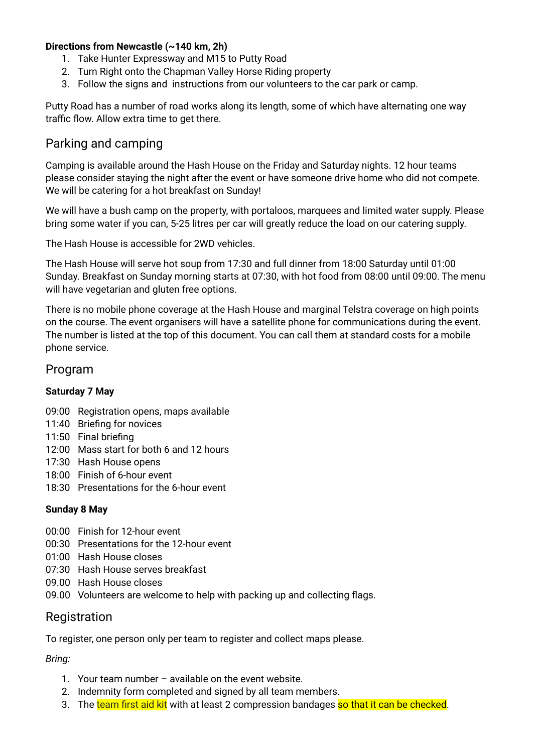**Directions from Newcastle (~140 km, 2h)**

1. Take Hunter Expressway and M15 to Putty Road
2. Turn Right onto the Chapman Valley Horse Riding property
3. Follow the signs and instructions from our volunteers to the car park or camp.

Putty Road has a number of road works along its length, some of which have alternating one way traffic flow. Allow extra time to get there.

## Parking and camping

Camping is available around the Hash House on the Friday and Saturday nights. 12 hour teams please consider staying the night after the event or have someone drive home who did not compete. We will be catering for a hot breakfast on Sunday!

We will have a bush camp on the property, with portaloos, marquees and limited water supply. Please bring some water if you can, 5-25 litres per car will greatly reduce the load on our catering supply.

The Hash House is accessible for 2WD vehicles.

The Hash House will serve hot soup from 17:30 and full dinner from 18:00 Saturday until 01:00 Sunday. Breakfast on Sunday morning starts at 07:30, with hot food from 08:00 until 09:00. The menu will have vegetarian and gluten free options.

There is no mobile phone coverage at the Hash House and marginal Telstra coverage on high points on the course. The event organisers will have a satellite phone for communications during the event. The number is listed at the top of this document. You can call them at standard costs for a mobile phone service.

## Program

**Saturday 7 May**

09:00 Registration opens, maps available
11:40 Briefing for novices
11:50 Final briefing
12:00 Mass start for both 6 and 12 hours
17:30 Hash House opens
18:00 Finish of 6-hour event
18:30 Presentations for the 6-hour event

**Sunday 8 May**

00:00 Finish for 12-hour event
00:30 Presentations for the 12-hour event
01:00 Hash House closes
07:30 Hash House serves breakfast
09.00 Hash House closes
09.00 Volunteers are welcome to help with packing up and collecting flags.

## Registration

To register, one person only per team to register and collect maps please.

*Bring:*

1. Your team number – available on the event website.
2. Indemnity form completed and signed by all team members.
3. The team first aid kit with at least 2 compression bandages so that it can be checked.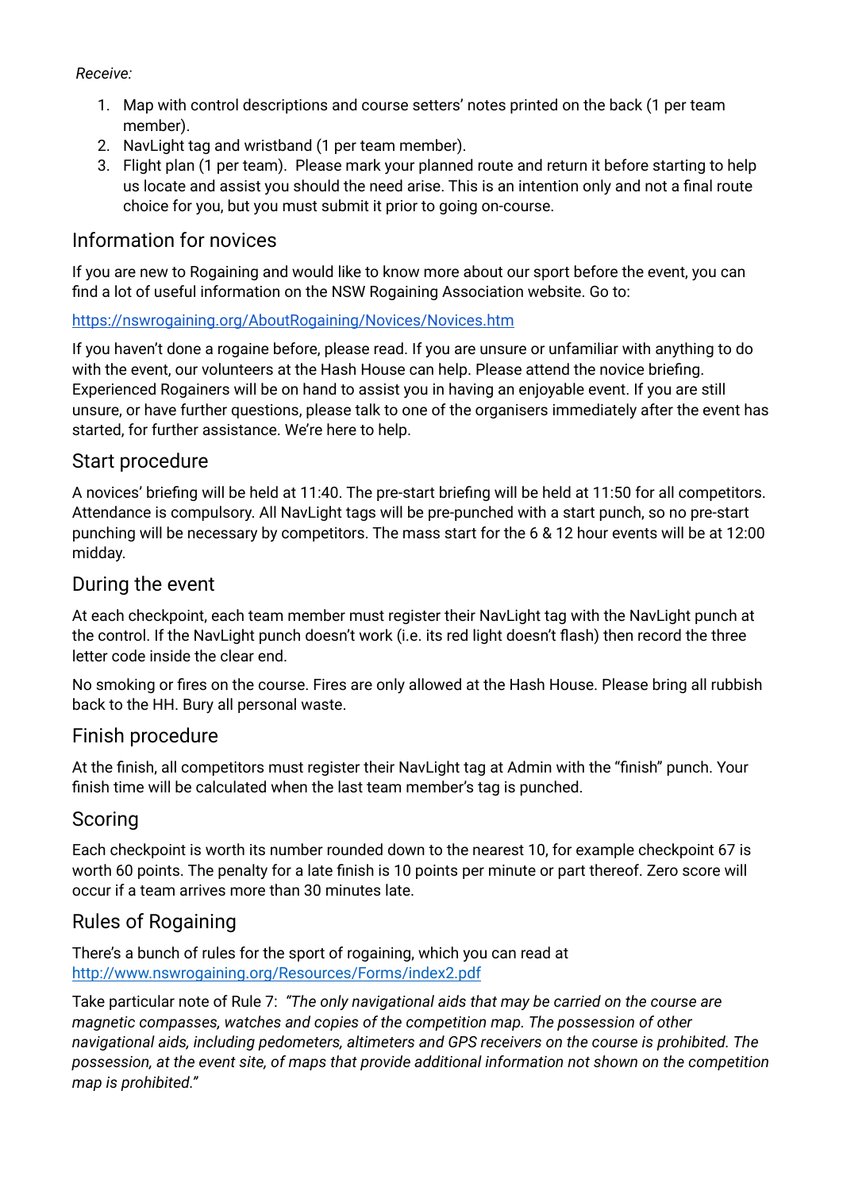*Receive:*

1. Map with control descriptions and course setters' notes printed on the back (1 per team member).
2. NavLight tag and wristband (1 per team member).
3. Flight plan (1 per team). Please mark your planned route and return it before starting to help us locate and assist you should the need arise. This is an intention only and not a final route choice for you, but you must submit it prior to going on-course.

## Information for novices

If you are new to Rogaining and would like to know more about our sport before the event, you can find a lot of useful information on the NSW Rogaining Association website. Go to:

[https://nswrogaining.org/AboutRogaining/Novices/Novices.htm](https://nswrogaining.org/AboutRogaining/Novices/Novices.htm)

If you haven't done a rogaine before, please read. If you are unsure or unfamiliar with anything to do with the event, our volunteers at the Hash House can help. Please attend the novice briefing. Experienced Rogainers will be on hand to assist you in having an enjoyable event. If you are still unsure, or have further questions, please talk to one of the organisers immediately after the event has started, for further assistance. We're here to help.

## Start procedure

A novices' briefing will be held at 11:40. The pre-start briefing will be held at 11:50 for all competitors. Attendance is compulsory. All NavLight tags will be pre-punched with a start punch, so no pre-start punching will be necessary by competitors. The mass start for the 6 & 12 hour events will be at 12:00 midday.

## During the event

At each checkpoint, each team member must register their NavLight tag with the NavLight punch at the control. If the NavLight punch doesn't work (i.e. its red light doesn't flash) then record the three letter code inside the clear end.

No smoking or fires on the course. Fires are only allowed at the Hash House. Please bring all rubbish back to the HH. Bury all personal waste.

## Finish procedure

At the finish, all competitors must register their NavLight tag at Admin with the "finish" punch. Your finish time will be calculated when the last team member's tag is punched.

## Scoring

Each checkpoint is worth its number rounded down to the nearest 10, for example checkpoint 67 is worth 60 points. The penalty for a late finish is 10 points per minute or part thereof. Zero score will occur if a team arrives more than 30 minutes late.

## Rules of Rogaining

There's a bunch of rules for the sport of rogaining, which you can read at [http://www.nswrogaining.org/Resources/Forms/index2.pdf](http://www.nswrogaining.org/Resources/Forms/index2.pdf)

Take particular note of Rule 7: *"The only navigational aids that may be carried on the course are magnetic compasses, watches and copies of the competition map. The possession of other navigational aids, including pedometers, altimeters and GPS receivers on the course is prohibited. The possession, at the event site, of maps that provide additional information not shown on the competition map is prohibited."*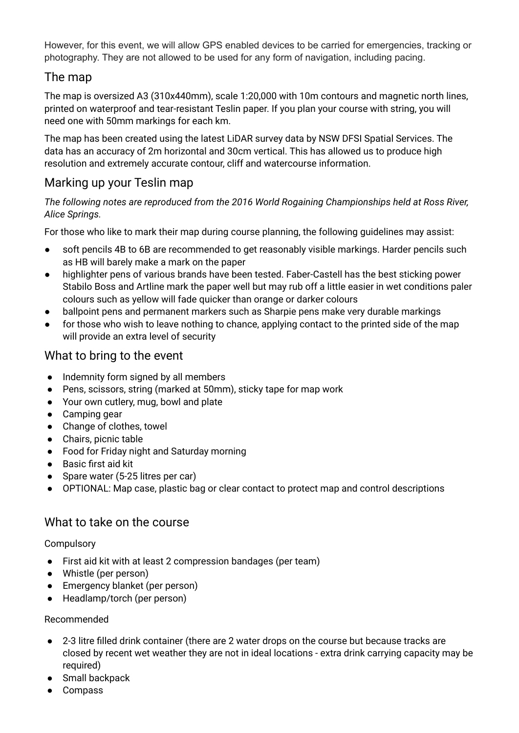However, for this event, we will allow GPS enabled devices to be carried for emergencies, tracking or photography. They are not allowed to be used for any form of navigation, including pacing.

## The map

The map is oversized A3 (310x440mm), scale 1:20,000 with 10m contours and magnetic north lines, printed on waterproof and tear-resistant Teslin paper. If you plan your course with string, you will need one with 50mm markings for each km.

The map has been created using the latest LiDAR survey data by NSW DFSI Spatial Services. The data has an accuracy of 2m horizontal and 30cm vertical. This has allowed us to produce high resolution and extremely accurate contour, cliff and watercourse information.

## Marking up your Teslin map

*The following notes are reproduced from the 2016 World Rogaining Championships held at Ross River, Alice Springs.*

For those who like to mark their map during course planning, the following guidelines may assist:

- soft pencils 4B to 6B are recommended to get reasonably visible markings. Harder pencils such as HB will barely make a mark on the paper
- highlighter pens of various brands have been tested. Faber-Castell has the best sticking power Stabilo Boss and Artline mark the paper well but may rub off a little easier in wet conditions paler colours such as yellow will fade quicker than orange or darker colours
- ballpoint pens and permanent markers such as Sharpie pens make very durable markings
- for those who wish to leave nothing to chance, applying contact to the printed side of the map will provide an extra level of security

## What to bring to the event

- Indemnity form signed by all members
- Pens, scissors, string (marked at 50mm), sticky tape for map work
- Your own cutlery, mug, bowl and plate
- Camping gear
- Change of clothes, towel
- Chairs, picnic table
- Food for Friday night and Saturday morning
- Basic first aid kit
- Spare water (5-25 litres per car)
- OPTIONAL: Map case, plastic bag or clear contact to protect map and control descriptions

## What to take on the course

Compulsory

- First aid kit with at least 2 compression bandages (per team)
- Whistle (per person)
- Emergency blanket (per person)
- Headlamp/torch (per person)

Recommended

- 2-3 litre filled drink container (there are 2 water drops on the course but because tracks are closed by recent wet weather they are not in ideal locations - extra drink carrying capacity may be required)
- Small backpack
- Compass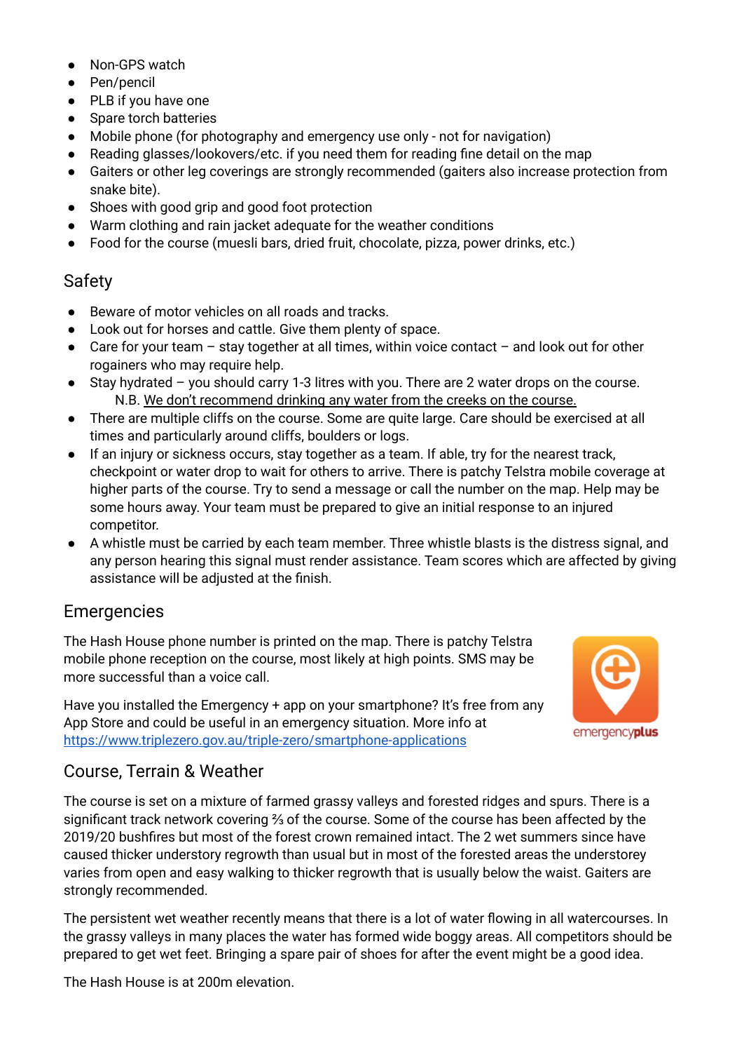- Non-GPS watch
- Pen/pencil
- PLB if you have one
- Spare torch batteries
- Mobile phone (for photography and emergency use only - not for navigation)
- Reading glasses/lookovers/etc. if you need them for reading fine detail on the map
- Gaiters or other leg coverings are strongly recommended (gaiters also increase protection from snake bite).
- Shoes with good grip and good foot protection
- Warm clothing and rain jacket adequate for the weather conditions
- Food for the course (muesli bars, dried fruit, chocolate, pizza, power drinks, etc.)

## Safety

- Beware of motor vehicles on all roads and tracks.
- Look out for horses and cattle. Give them plenty of space.
- Care for your team – stay together at all times, within voice contact – and look out for other rogainers who may require help.
- Stay hydrated – you should carry 1-3 litres with you. There are 2 water drops on the course.
  N.B. We don't recommend drinking any water from the creeks on the course.
- There are multiple cliffs on the course. Some are quite large. Care should be exercised at all times and particularly around cliffs, boulders or logs.
- If an injury or sickness occurs, stay together as a team. If able, try for the nearest track, checkpoint or water drop to wait for others to arrive. There is patchy Telstra mobile coverage at higher parts of the course. Try to send a message or call the number on the map. Help may be some hours away. Your team must be prepared to give an initial response to an injured competitor.
- A whistle must be carried by each team member. Three whistle blasts is the distress signal, and any person hearing this signal must render assistance. Team scores which are affected by giving assistance will be adjusted at the finish.

## Emergencies

The Hash House phone number is printed on the map. There is patchy Telstra mobile phone reception on the course, most likely at high points. SMS may be more successful than a voice call.

Have you installed the Emergency + app on your smartphone? It's free from any App Store and could be useful in an emergency situation. More info at https://www.triplezero.gov.au/triple-zero/smartphone-applications

emergencyplus

## Course, Terrain & Weather

The course is set on a mixture of farmed grassy valleys and forested ridges and spurs. There is a significant track network covering ⅔ of the course. Some of the course has been affected by the 2019/20 bushfires but most of the forest crown remained intact. The 2 wet summers since have caused thicker understory regrowth than usual but in most of the forested areas the understorey varies from open and easy walking to thicker regrowth that is usually below the waist. Gaiters are strongly recommended.

The persistent wet weather recently means that there is a lot of water flowing in all watercourses. In the grassy valleys in many places the water has formed wide boggy areas. All competitors should be prepared to get wet feet. Bringing a spare pair of shoes for after the event might be a good idea.

The Hash House is at 200m elevation.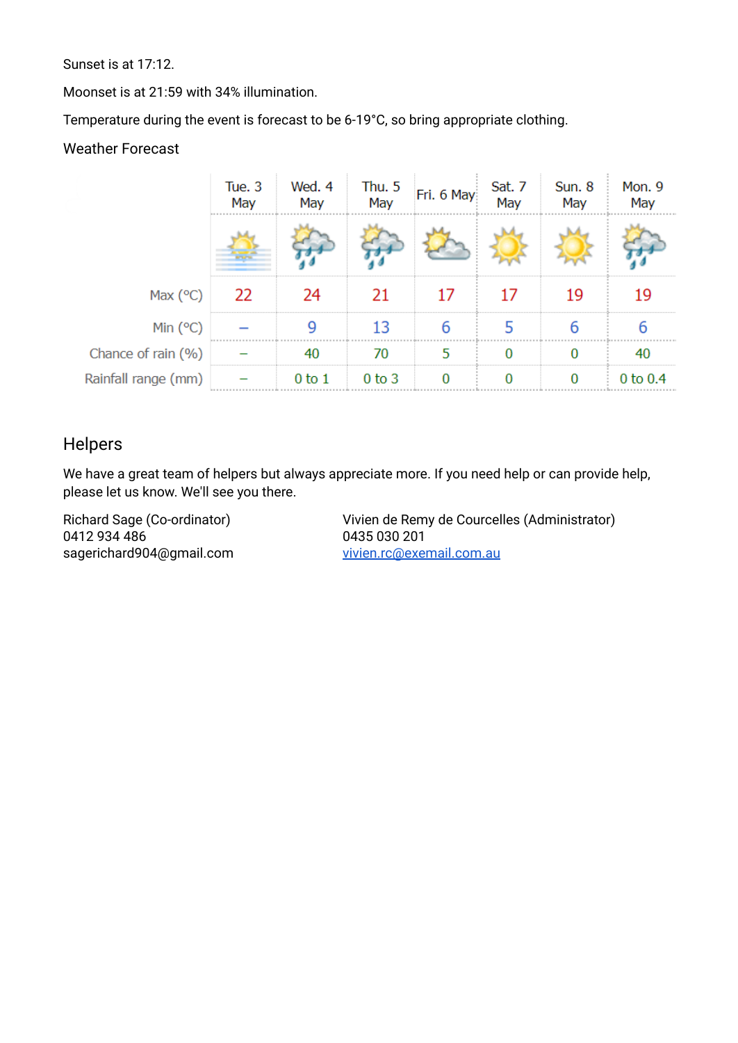Sunset is at 17:12.

Moonset is at 21:59 with 34% illumination.

Temperature during the event is forecast to be 6-19°C, so bring appropriate clothing.

Weather Forecast

| | Tue. 3 May | Wed. 4 May | Thu. 5 May | Fri. 6 May | Sat. 7 May | Sun. 8 May | Mon. 9 May |
|---|---|---|---|---|---|---|---|
| Max (°C) | 22 | 24 | 21 | 17 | 17 | 19 | 19 |
| Min (°C) | – | 9 | 13 | 6 | 5 | 6 | 6 |
| Chance of rain (%) | – | 40 | 70 | 5 | 0 | 0 | 40 |
| Rainfall range (mm) | – | 0 to 1 | 0 to 3 | 0 | 0 | 0 | 0 to 0.4 |

## Helpers

We have a great team of helpers but always appreciate more. If you need help or can provide help, please let us know. We'll see you there.

Richard Sage (Co-ordinator)
0412 934 486
sagerichard904@gmail.com

Vivien de Remy de Courcelles (Administrator)
0435 030 201
vivien.rc@exemail.com.au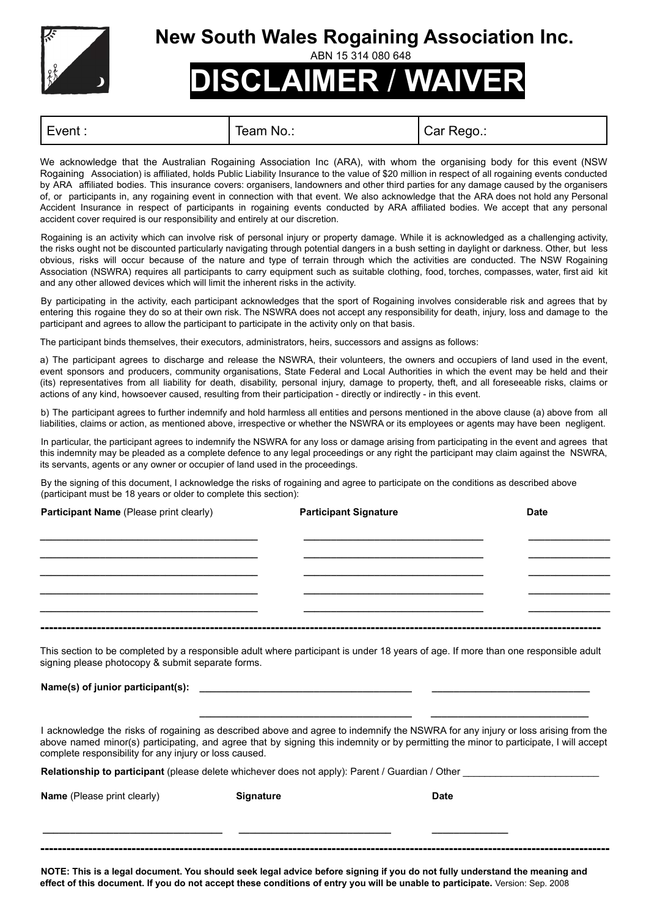# New South Wales Rogaining Association Inc.

ABN 15 314 080 648

# DISCLAIMER / WAIVER

| Event : | Team No.: | Car Rego.: |
|---|---|---|

We acknowledge that the Australian Rogaining Association Inc (ARA), with whom the organising body for this event (NSW Rogaining Association) is affiliated, holds Public Liability Insurance to the value of $20 million in respect of all rogaining events conducted by ARA affiliated bodies. This insurance covers: organisers, landowners and other third parties for any damage caused by the organisers of, or participants in, any rogaining event in connection with that event. We also acknowledge that the ARA does not hold any Personal Accident Insurance in respect of participants in rogaining events conducted by ARA affiliated bodies. We accept that any personal accident cover required is our responsibility and entirely at our discretion.

Rogaining is an activity which can involve risk of personal injury or property damage. While it is acknowledged as a challenging activity, the risks ought not be discounted particularly navigating through potential dangers in a bush setting in daylight or darkness. Other, but less obvious, risks will occur because of the nature and type of terrain through which the activities are conducted. The NSW Rogaining Association (NSWRA) requires all participants to carry equipment such as suitable clothing, food, torches, compasses, water, first aid kit and any other allowed devices which will limit the inherent risks in the activity.

By participating in the activity, each participant acknowledges that the sport of Rogaining involves considerable risk and agrees that by entering this rogaine they do so at their own risk. The NSWRA does not accept any responsibility for death, injury, loss and damage to the participant and agrees to allow the participant to participate in the activity only on that basis.

The participant binds themselves, their executors, administrators, heirs, successors and assigns as follows:

a) The participant agrees to discharge and release the NSWRA, their volunteers, the owners and occupiers of land used in the event, event sponsors and producers, community organisations, State Federal and Local Authorities in which the event may be held and their (its) representatives from all liability for death, disability, personal injury, damage to property, theft, and all foreseeable risks, claims or actions of any kind, howsoever caused, resulting from their participation - directly or indirectly - in this event.

b) The participant agrees to further indemnify and hold harmless all entities and persons mentioned in the above clause (a) above from all liabilities, claims or action, as mentioned above, irrespective or whether the NSWRA or its employees or agents may have been negligent.

In particular, the participant agrees to indemnify the NSWRA for any loss or damage arising from participating in the event and agrees that this indemnity may be pleaded as a complete defence to any legal proceedings or any right the participant may claim against the NSWRA, its servants, agents or any owner or occupier of land used in the proceedings.

By the signing of this document, I acknowledge the risks of rogaining and agree to participate on the conditions as described above (participant must be 18 years or older to complete this section):

| **Participant Name** (Please print clearly) | **Participant Signature** | **Date** |
|---|---|---|
| | | |
| | | |
| | | |
| | | |
| | | |

---

This section to be completed by a responsible adult where participant is under 18 years of age. If more than one responsible adult signing please photocopy & submit separate forms.

**Name(s) of junior participant(s):** ______________________ ______________________

______________________ ______________________

I acknowledge the risks of rogaining as described above and agree to indemnify the NSWRA for any injury or loss arising from the above named minor(s) participating, and agree that by signing this indemnity or by permitting the minor to participate, I will accept complete responsibility for any injury or loss caused.

**Relationship to participant** (please delete whichever does not apply): Parent / Guardian / Other ______________________

| **Name** (Please print clearly) | **Signature** | **Date** |
|---|---|---|
| | | |

---

**NOTE: This is a legal document. You should seek legal advice before signing if you do not fully understand the meaning and effect of this document. If you do not accept these conditions of entry you will be unable to participate.** Version: Sep. 2008